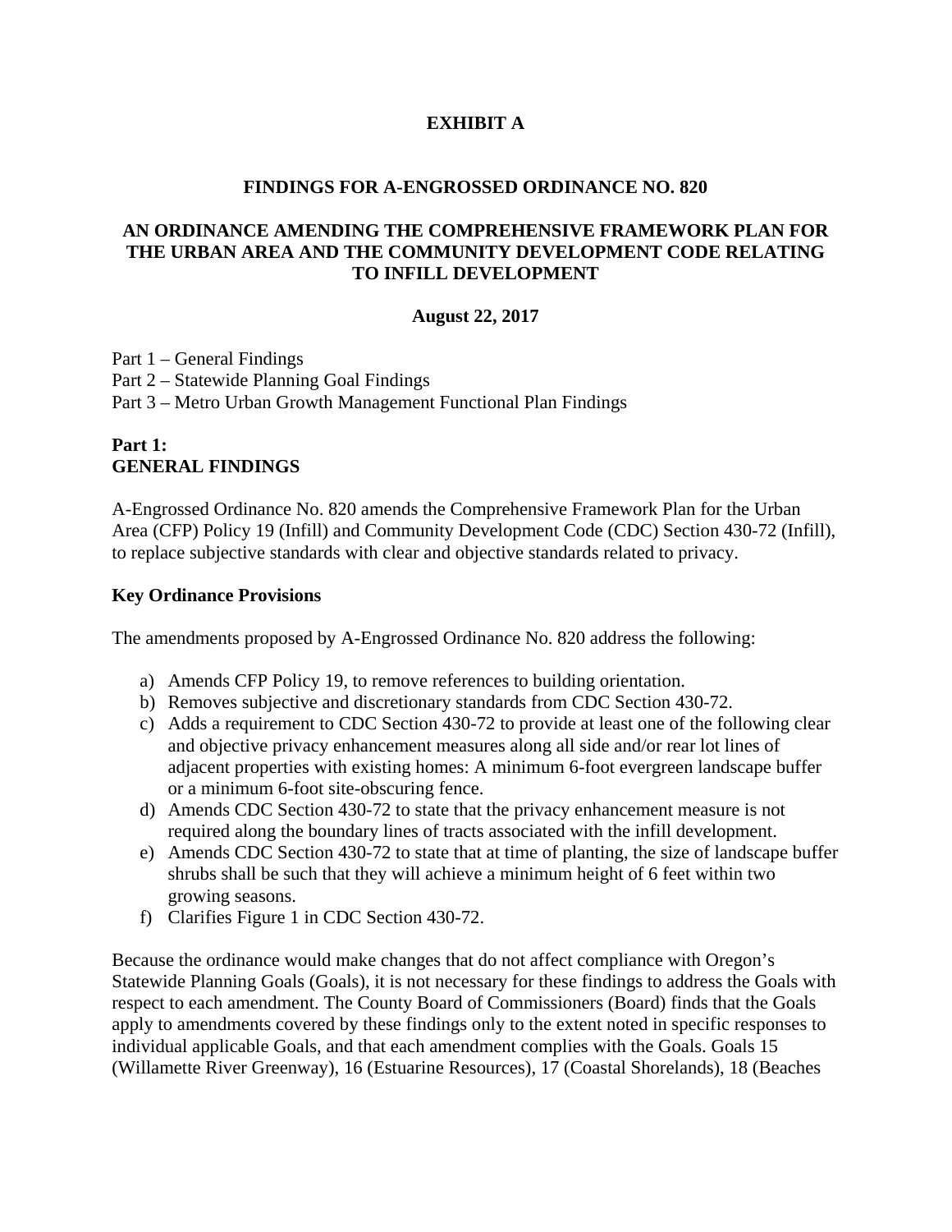# EXHIBIT A

## FINDINGS FOR A-ENGROSSED ORDINANCE NO. 820

## AN ORDINANCE AMENDING THE COMPREHENSIVE FRAMEWORK PLAN FOR THE URBAN AREA AND THE COMMUNITY DEVELOPMENT CODE RELATING TO INFILL DEVELOPMENT

**August 22, 2017**

Part 1 – General Findings
Part 2 – Statewide Planning Goal Findings
Part 3 – Metro Urban Growth Management Functional Plan Findings

## Part 1:
## GENERAL FINDINGS

A-Engrossed Ordinance No. 820 amends the Comprehensive Framework Plan for the Urban Area (CFP) Policy 19 (Infill) and Community Development Code (CDC) Section 430-72 (Infill), to replace subjective standards with clear and objective standards related to privacy.

### Key Ordinance Provisions

The amendments proposed by A-Engrossed Ordinance No. 820 address the following:

a) Amends CFP Policy 19, to remove references to building orientation.
b) Removes subjective and discretionary standards from CDC Section 430-72.
c) Adds a requirement to CDC Section 430-72 to provide at least one of the following clear and objective privacy enhancement measures along all side and/or rear lot lines of adjacent properties with existing homes: A minimum 6-foot evergreen landscape buffer or a minimum 6-foot site-obscuring fence.
d) Amends CDC Section 430-72 to state that the privacy enhancement measure is not required along the boundary lines of tracts associated with the infill development.
e) Amends CDC Section 430-72 to state that at time of planting, the size of landscape buffer shrubs shall be such that they will achieve a minimum height of 6 feet within two growing seasons.
f) Clarifies Figure 1 in CDC Section 430-72.

Because the ordinance would make changes that do not affect compliance with Oregon's Statewide Planning Goals (Goals), it is not necessary for these findings to address the Goals with respect to each amendment. The County Board of Commissioners (Board) finds that the Goals apply to amendments covered by these findings only to the extent noted in specific responses to individual applicable Goals, and that each amendment complies with the Goals. Goals 15 (Willamette River Greenway), 16 (Estuarine Resources), 17 (Coastal Shorelands), 18 (Beaches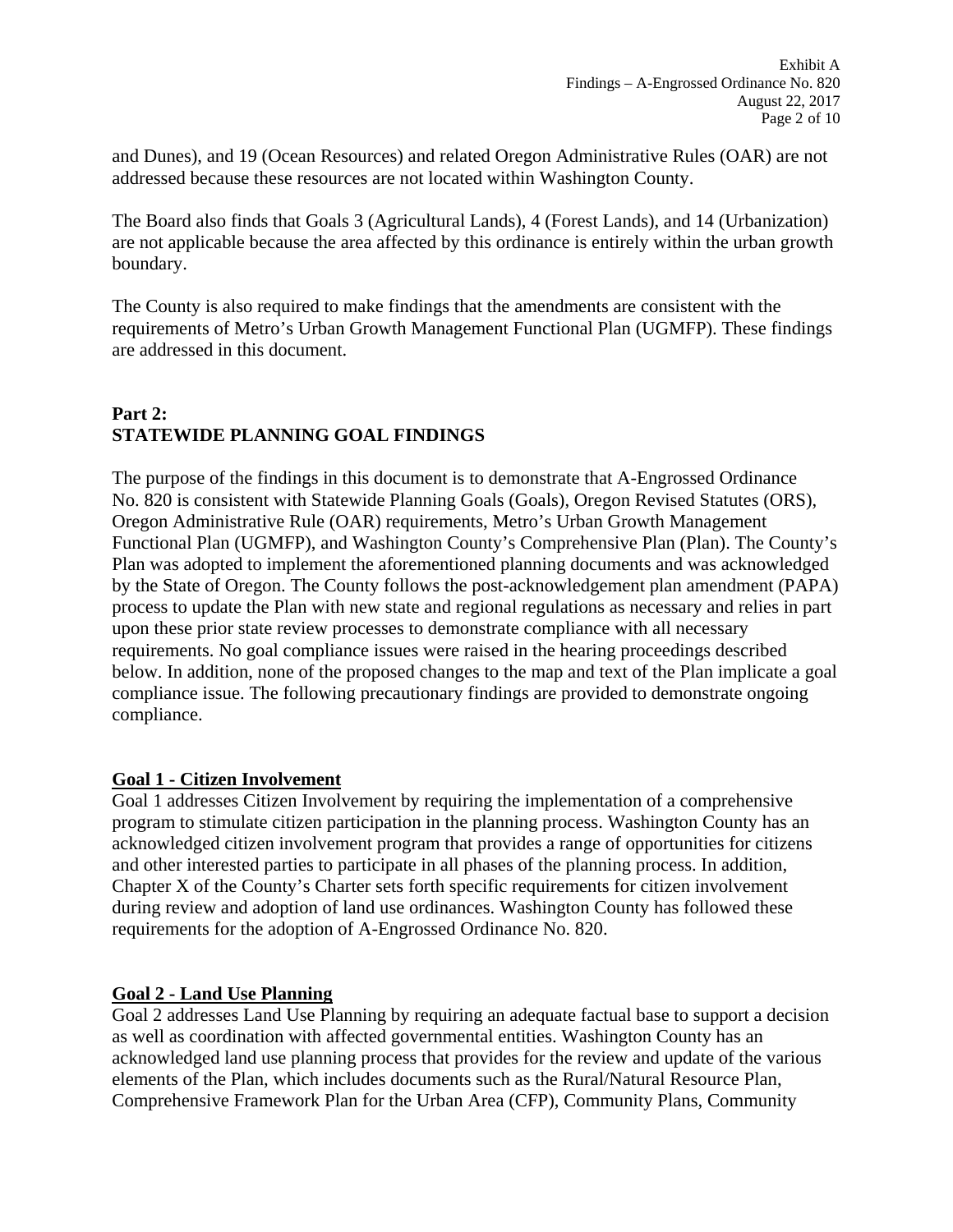and Dunes), and 19 (Ocean Resources) and related Oregon Administrative Rules (OAR) are not addressed because these resources are not located within Washington County.

The Board also finds that Goals 3 (Agricultural Lands), 4 (Forest Lands), and 14 (Urbanization) are not applicable because the area affected by this ordinance is entirely within the urban growth boundary.

The County is also required to make findings that the amendments are consistent with the requirements of Metro's Urban Growth Management Functional Plan (UGMFP). These findings are addressed in this document.

## Part 2: STATEWIDE PLANNING GOAL FINDINGS

The purpose of the findings in this document is to demonstrate that A-Engrossed Ordinance No. 820 is consistent with Statewide Planning Goals (Goals), Oregon Revised Statutes (ORS), Oregon Administrative Rule (OAR) requirements, Metro's Urban Growth Management Functional Plan (UGMFP), and Washington County's Comprehensive Plan (Plan). The County's Plan was adopted to implement the aforementioned planning documents and was acknowledged by the State of Oregon. The County follows the post-acknowledgement plan amendment (PAPA) process to update the Plan with new state and regional regulations as necessary and relies in part upon these prior state review processes to demonstrate compliance with all necessary requirements. No goal compliance issues were raised in the hearing proceedings described below. In addition, none of the proposed changes to the map and text of the Plan implicate a goal compliance issue. The following precautionary findings are provided to demonstrate ongoing compliance.

### Goal 1 - Citizen Involvement

Goal 1 addresses Citizen Involvement by requiring the implementation of a comprehensive program to stimulate citizen participation in the planning process. Washington County has an acknowledged citizen involvement program that provides a range of opportunities for citizens and other interested parties to participate in all phases of the planning process. In addition, Chapter X of the County's Charter sets forth specific requirements for citizen involvement during review and adoption of land use ordinances. Washington County has followed these requirements for the adoption of A-Engrossed Ordinance No. 820.

### Goal 2 - Land Use Planning

Goal 2 addresses Land Use Planning by requiring an adequate factual base to support a decision as well as coordination with affected governmental entities. Washington County has an acknowledged land use planning process that provides for the review and update of the various elements of the Plan, which includes documents such as the Rural/Natural Resource Plan, Comprehensive Framework Plan for the Urban Area (CFP), Community Plans, Community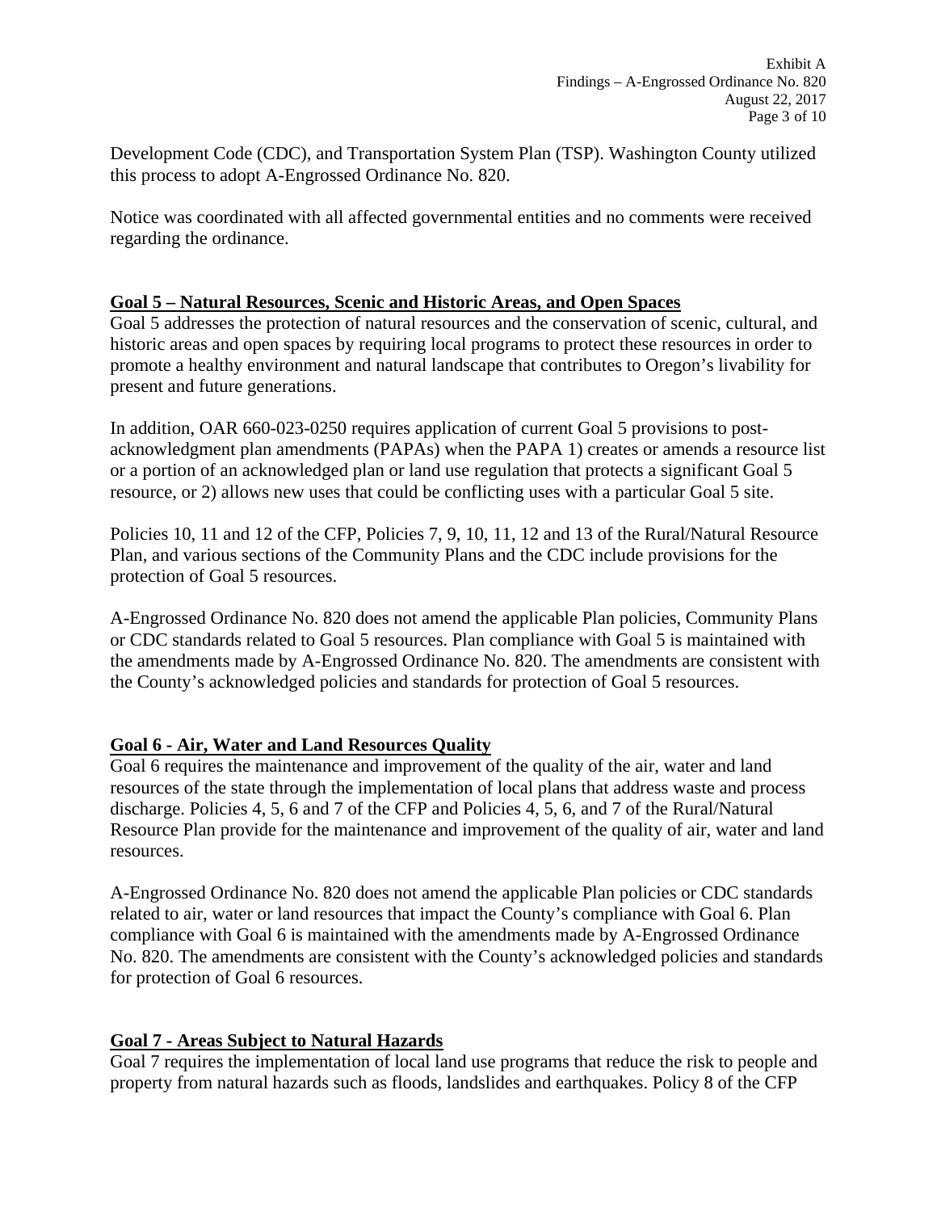Development Code (CDC), and Transportation System Plan (TSP). Washington County utilized this process to adopt A-Engrossed Ordinance No. 820.

Notice was coordinated with all affected governmental entities and no comments were received regarding the ordinance.

## Goal 5 – Natural Resources, Scenic and Historic Areas, and Open Spaces

Goal 5 addresses the protection of natural resources and the conservation of scenic, cultural, and historic areas and open spaces by requiring local programs to protect these resources in order to promote a healthy environment and natural landscape that contributes to Oregon's livability for present and future generations.

In addition, OAR 660-023-0250 requires application of current Goal 5 provisions to post-acknowledgment plan amendments (PAPAs) when the PAPA 1) creates or amends a resource list or a portion of an acknowledged plan or land use regulation that protects a significant Goal 5 resource, or 2) allows new uses that could be conflicting uses with a particular Goal 5 site.

Policies 10, 11 and 12 of the CFP, Policies 7, 9, 10, 11, 12 and 13 of the Rural/Natural Resource Plan, and various sections of the Community Plans and the CDC include provisions for the protection of Goal 5 resources.

A-Engrossed Ordinance No. 820 does not amend the applicable Plan policies, Community Plans or CDC standards related to Goal 5 resources. Plan compliance with Goal 5 is maintained with the amendments made by A-Engrossed Ordinance No. 820. The amendments are consistent with the County's acknowledged policies and standards for protection of Goal 5 resources.

## Goal 6 - Air, Water and Land Resources Quality

Goal 6 requires the maintenance and improvement of the quality of the air, water and land resources of the state through the implementation of local plans that address waste and process discharge. Policies 4, 5, 6 and 7 of the CFP and Policies 4, 5, 6, and 7 of the Rural/Natural Resource Plan provide for the maintenance and improvement of the quality of air, water and land resources.

A-Engrossed Ordinance No. 820 does not amend the applicable Plan policies or CDC standards related to air, water or land resources that impact the County's compliance with Goal 6. Plan compliance with Goal 6 is maintained with the amendments made by A-Engrossed Ordinance No. 820. The amendments are consistent with the County's acknowledged policies and standards for protection of Goal 6 resources.

## Goal 7 - Areas Subject to Natural Hazards

Goal 7 requires the implementation of local land use programs that reduce the risk to people and property from natural hazards such as floods, landslides and earthquakes. Policy 8 of the CFP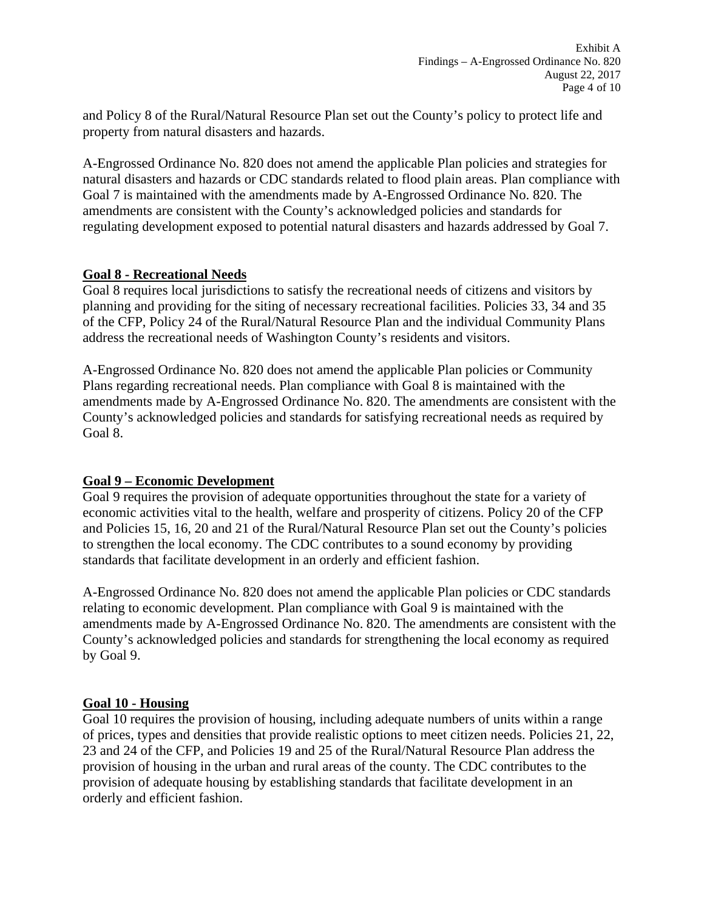and Policy 8 of the Rural/Natural Resource Plan set out the County's policy to protect life and property from natural disasters and hazards.

A-Engrossed Ordinance No. 820 does not amend the applicable Plan policies and strategies for natural disasters and hazards or CDC standards related to flood plain areas. Plan compliance with Goal 7 is maintained with the amendments made by A-Engrossed Ordinance No. 820. The amendments are consistent with the County's acknowledged policies and standards for regulating development exposed to potential natural disasters and hazards addressed by Goal 7.

**Goal 8 - Recreational Needs**

Goal 8 requires local jurisdictions to satisfy the recreational needs of citizens and visitors by planning and providing for the siting of necessary recreational facilities. Policies 33, 34 and 35 of the CFP, Policy 24 of the Rural/Natural Resource Plan and the individual Community Plans address the recreational needs of Washington County's residents and visitors.

A-Engrossed Ordinance No. 820 does not amend the applicable Plan policies or Community Plans regarding recreational needs. Plan compliance with Goal 8 is maintained with the amendments made by A-Engrossed Ordinance No. 820. The amendments are consistent with the County's acknowledged policies and standards for satisfying recreational needs as required by Goal 8.

**Goal 9 – Economic Development**

Goal 9 requires the provision of adequate opportunities throughout the state for a variety of economic activities vital to the health, welfare and prosperity of citizens. Policy 20 of the CFP and Policies 15, 16, 20 and 21 of the Rural/Natural Resource Plan set out the County's policies to strengthen the local economy. The CDC contributes to a sound economy by providing standards that facilitate development in an orderly and efficient fashion.

A-Engrossed Ordinance No. 820 does not amend the applicable Plan policies or CDC standards relating to economic development. Plan compliance with Goal 9 is maintained with the amendments made by A-Engrossed Ordinance No. 820. The amendments are consistent with the County's acknowledged policies and standards for strengthening the local economy as required by Goal 9.

**Goal 10 - Housing**

Goal 10 requires the provision of housing, including adequate numbers of units within a range of prices, types and densities that provide realistic options to meet citizen needs. Policies 21, 22, 23 and 24 of the CFP, and Policies 19 and 25 of the Rural/Natural Resource Plan address the provision of housing in the urban and rural areas of the county. The CDC contributes to the provision of adequate housing by establishing standards that facilitate development in an orderly and efficient fashion.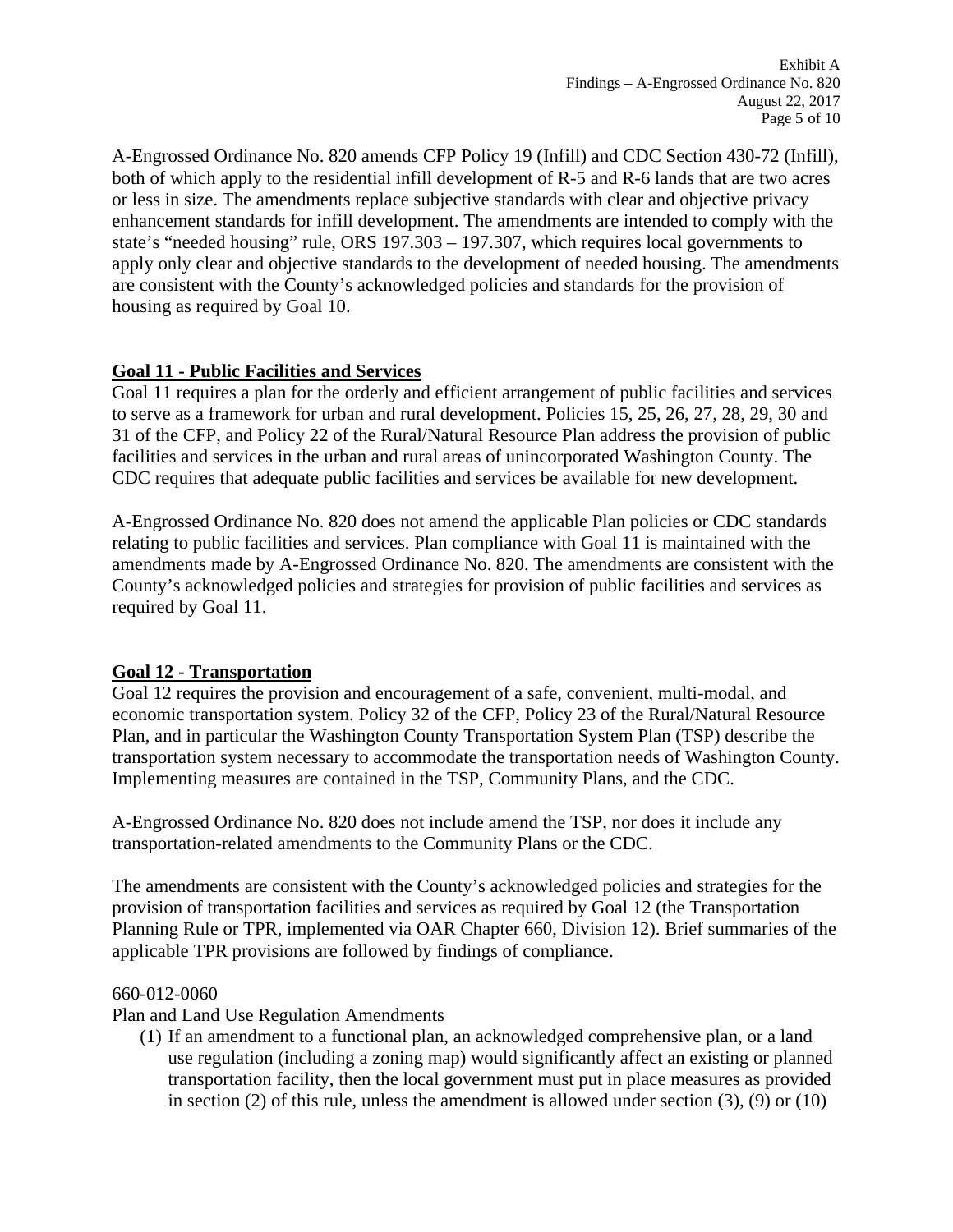A-Engrossed Ordinance No. 820 amends CFP Policy 19 (Infill) and CDC Section 430-72 (Infill), both of which apply to the residential infill development of R-5 and R-6 lands that are two acres or less in size. The amendments replace subjective standards with clear and objective privacy enhancement standards for infill development. The amendments are intended to comply with the state's "needed housing" rule, ORS 197.303 – 197.307, which requires local governments to apply only clear and objective standards to the development of needed housing. The amendments are consistent with the County's acknowledged policies and standards for the provision of housing as required by Goal 10.

**Goal 11 - Public Facilities and Services**

Goal 11 requires a plan for the orderly and efficient arrangement of public facilities and services to serve as a framework for urban and rural development. Policies 15, 25, 26, 27, 28, 29, 30 and 31 of the CFP, and Policy 22 of the Rural/Natural Resource Plan address the provision of public facilities and services in the urban and rural areas of unincorporated Washington County. The CDC requires that adequate public facilities and services be available for new development.

A-Engrossed Ordinance No. 820 does not amend the applicable Plan policies or CDC standards relating to public facilities and services. Plan compliance with Goal 11 is maintained with the amendments made by A-Engrossed Ordinance No. 820. The amendments are consistent with the County's acknowledged policies and strategies for provision of public facilities and services as required by Goal 11.

**Goal 12 - Transportation**

Goal 12 requires the provision and encouragement of a safe, convenient, multi-modal, and economic transportation system. Policy 32 of the CFP, Policy 23 of the Rural/Natural Resource Plan, and in particular the Washington County Transportation System Plan (TSP) describe the transportation system necessary to accommodate the transportation needs of Washington County. Implementing measures are contained in the TSP, Community Plans, and the CDC.

A-Engrossed Ordinance No. 820 does not include amend the TSP, nor does it include any transportation-related amendments to the Community Plans or the CDC.

The amendments are consistent with the County's acknowledged policies and strategies for the provision of transportation facilities and services as required by Goal 12 (the Transportation Planning Rule or TPR, implemented via OAR Chapter 660, Division 12). Brief summaries of the applicable TPR provisions are followed by findings of compliance.

660-012-0060

Plan and Land Use Regulation Amendments

(1) If an amendment to a functional plan, an acknowledged comprehensive plan, or a land use regulation (including a zoning map) would significantly affect an existing or planned transportation facility, then the local government must put in place measures as provided in section (2) of this rule, unless the amendment is allowed under section (3), (9) or (10)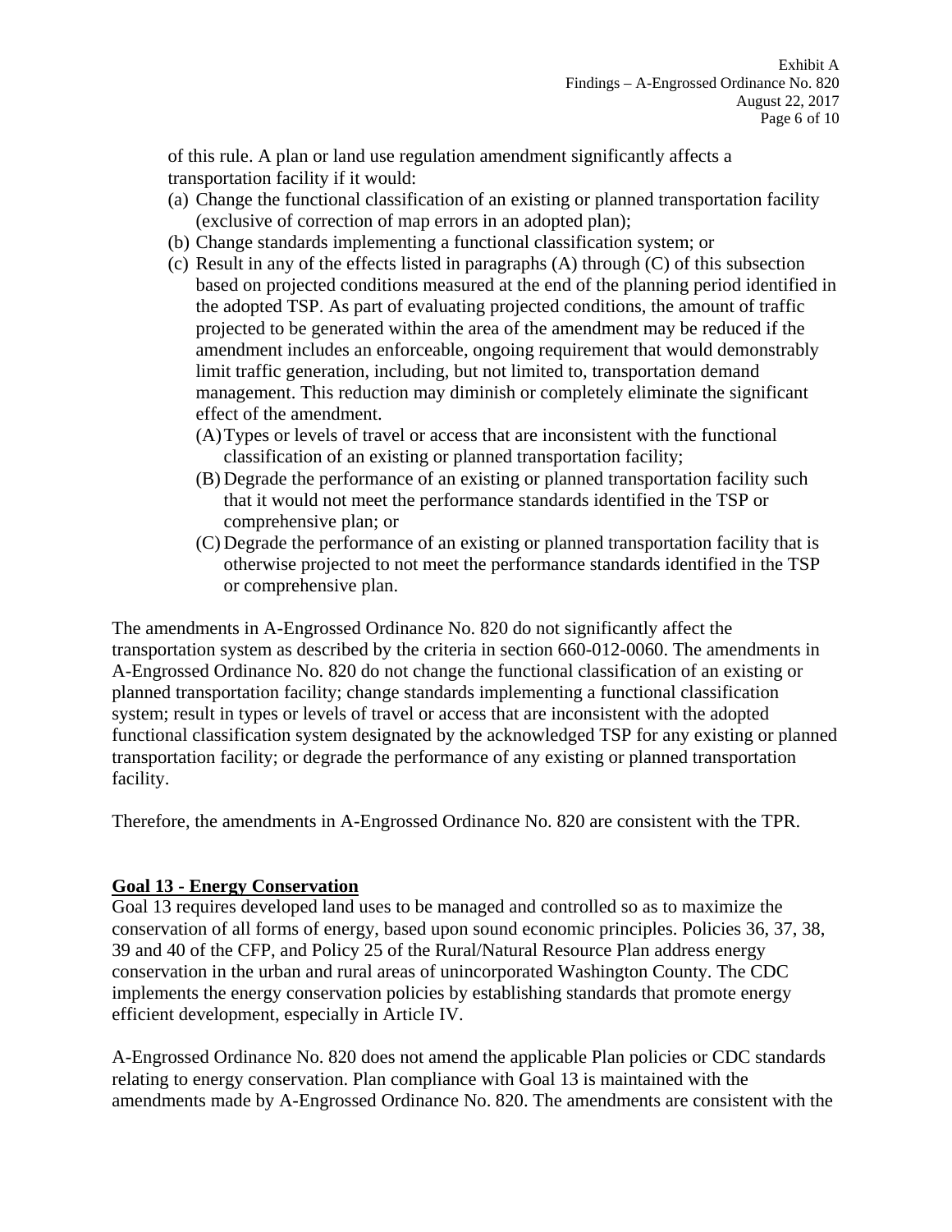of this rule. A plan or land use regulation amendment significantly affects a transportation facility if it would:

(a) Change the functional classification of an existing or planned transportation facility (exclusive of correction of map errors in an adopted plan);

(b) Change standards implementing a functional classification system; or

(c) Result in any of the effects listed in paragraphs (A) through (C) of this subsection based on projected conditions measured at the end of the planning period identified in the adopted TSP. As part of evaluating projected conditions, the amount of traffic projected to be generated within the area of the amendment may be reduced if the amendment includes an enforceable, ongoing requirement that would demonstrably limit traffic generation, including, but not limited to, transportation demand management. This reduction may diminish or completely eliminate the significant effect of the amendment.

   (A) Types or levels of travel or access that are inconsistent with the functional classification of an existing or planned transportation facility;

   (B) Degrade the performance of an existing or planned transportation facility such that it would not meet the performance standards identified in the TSP or comprehensive plan; or

   (C) Degrade the performance of an existing or planned transportation facility that is otherwise projected to not meet the performance standards identified in the TSP or comprehensive plan.

The amendments in A-Engrossed Ordinance No. 820 do not significantly affect the transportation system as described by the criteria in section 660-012-0060. The amendments in A-Engrossed Ordinance No. 820 do not change the functional classification of an existing or planned transportation facility; change standards implementing a functional classification system; result in types or levels of travel or access that are inconsistent with the adopted functional classification system designated by the acknowledged TSP for any existing or planned transportation facility; or degrade the performance of any existing or planned transportation facility.

Therefore, the amendments in A-Engrossed Ordinance No. 820 are consistent with the TPR.

## Goal 13 - Energy Conservation

Goal 13 requires developed land uses to be managed and controlled so as to maximize the conservation of all forms of energy, based upon sound economic principles. Policies 36, 37, 38, 39 and 40 of the CFP, and Policy 25 of the Rural/Natural Resource Plan address energy conservation in the urban and rural areas of unincorporated Washington County. The CDC implements the energy conservation policies by establishing standards that promote energy efficient development, especially in Article IV.

A-Engrossed Ordinance No. 820 does not amend the applicable Plan policies or CDC standards relating to energy conservation. Plan compliance with Goal 13 is maintained with the amendments made by A-Engrossed Ordinance No. 820. The amendments are consistent with the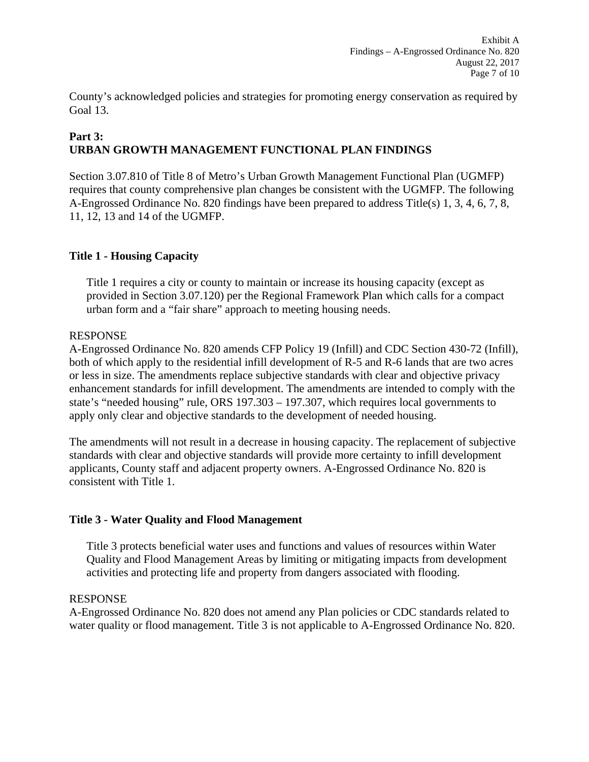County's acknowledged policies and strategies for promoting energy conservation as required by Goal 13.

## Part 3:
## URBAN GROWTH MANAGEMENT FUNCTIONAL PLAN FINDINGS

Section 3.07.810 of Title 8 of Metro's Urban Growth Management Functional Plan (UGMFP) requires that county comprehensive plan changes be consistent with the UGMFP. The following A-Engrossed Ordinance No. 820 findings have been prepared to address Title(s) 1, 3, 4, 6, 7, 8, 11, 12, 13 and 14 of the UGMFP.

### Title 1 - Housing Capacity

> Title 1 requires a city or county to maintain or increase its housing capacity (except as provided in Section 3.07.120) per the Regional Framework Plan which calls for a compact urban form and a "fair share" approach to meeting housing needs.

RESPONSE
A-Engrossed Ordinance No. 820 amends CFP Policy 19 (Infill) and CDC Section 430-72 (Infill), both of which apply to the residential infill development of R-5 and R-6 lands that are two acres or less in size. The amendments replace subjective standards with clear and objective privacy enhancement standards for infill development. The amendments are intended to comply with the state's "needed housing" rule, ORS 197.303 – 197.307, which requires local governments to apply only clear and objective standards to the development of needed housing.

The amendments will not result in a decrease in housing capacity. The replacement of subjective standards with clear and objective standards will provide more certainty to infill development applicants, County staff and adjacent property owners. A-Engrossed Ordinance No. 820 is consistent with Title 1.

### Title 3 - Water Quality and Flood Management

> Title 3 protects beneficial water uses and functions and values of resources within Water Quality and Flood Management Areas by limiting or mitigating impacts from development activities and protecting life and property from dangers associated with flooding.

RESPONSE
A-Engrossed Ordinance No. 820 does not amend any Plan policies or CDC standards related to water quality or flood management. Title 3 is not applicable to A-Engrossed Ordinance No. 820.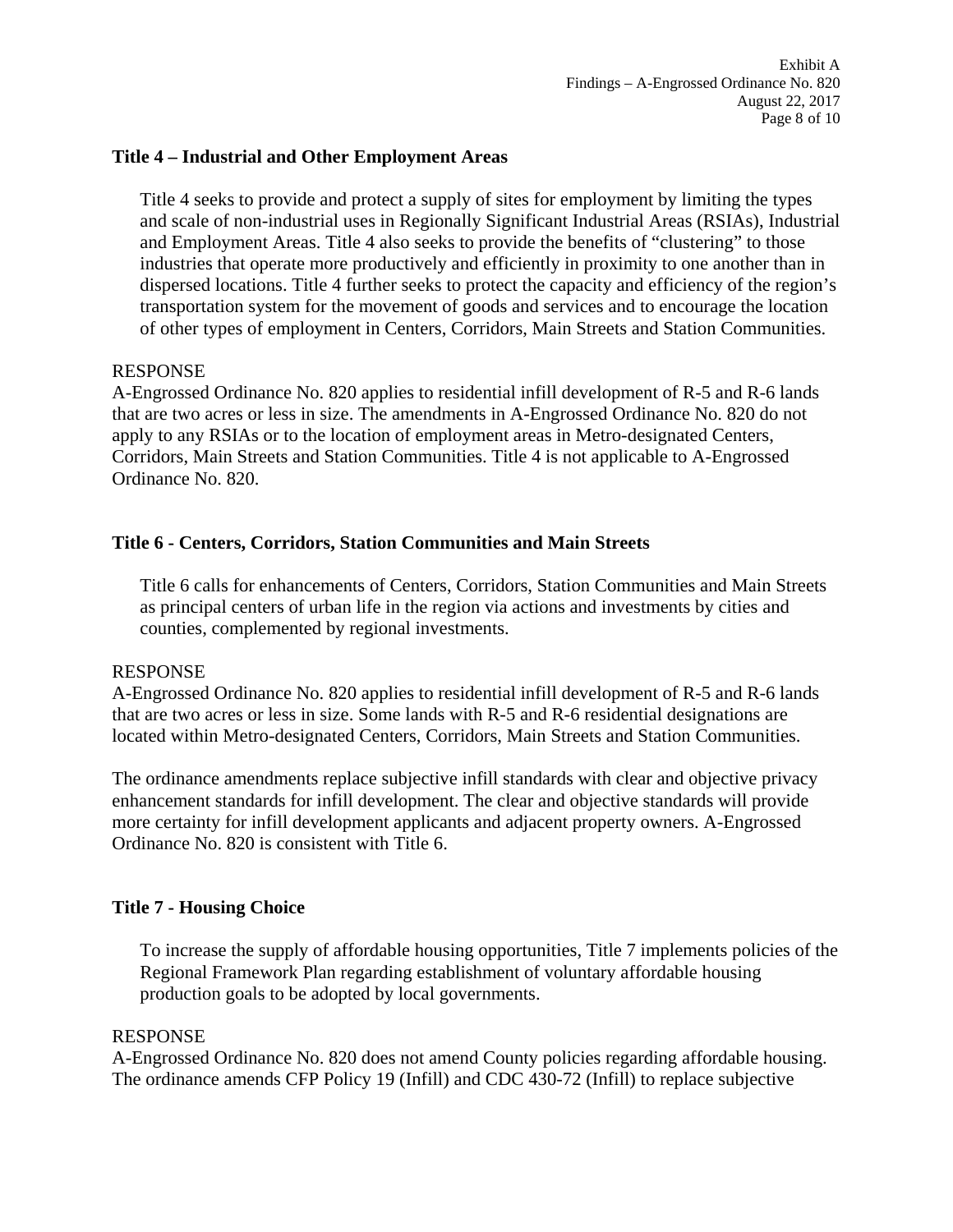**Title 4 – Industrial and Other Employment Areas**

> Title 4 seeks to provide and protect a supply of sites for employment by limiting the types and scale of non-industrial uses in Regionally Significant Industrial Areas (RSIAs), Industrial and Employment Areas. Title 4 also seeks to provide the benefits of "clustering" to those industries that operate more productively and efficiently in proximity to one another than in dispersed locations. Title 4 further seeks to protect the capacity and efficiency of the region's transportation system for the movement of goods and services and to encourage the location of other types of employment in Centers, Corridors, Main Streets and Station Communities.

RESPONSE

A-Engrossed Ordinance No. 820 applies to residential infill development of R-5 and R-6 lands that are two acres or less in size. The amendments in A-Engrossed Ordinance No. 820 do not apply to any RSIAs or to the location of employment areas in Metro-designated Centers, Corridors, Main Streets and Station Communities. Title 4 is not applicable to A-Engrossed Ordinance No. 820.

**Title 6 - Centers, Corridors, Station Communities and Main Streets**

> Title 6 calls for enhancements of Centers, Corridors, Station Communities and Main Streets as principal centers of urban life in the region via actions and investments by cities and counties, complemented by regional investments.

RESPONSE

A-Engrossed Ordinance No. 820 applies to residential infill development of R-5 and R-6 lands that are two acres or less in size. Some lands with R-5 and R-6 residential designations are located within Metro-designated Centers, Corridors, Main Streets and Station Communities.

The ordinance amendments replace subjective infill standards with clear and objective privacy enhancement standards for infill development. The clear and objective standards will provide more certainty for infill development applicants and adjacent property owners. A-Engrossed Ordinance No. 820 is consistent with Title 6.

**Title 7 - Housing Choice**

> To increase the supply of affordable housing opportunities, Title 7 implements policies of the Regional Framework Plan regarding establishment of voluntary affordable housing production goals to be adopted by local governments.

RESPONSE

A-Engrossed Ordinance No. 820 does not amend County policies regarding affordable housing. The ordinance amends CFP Policy 19 (Infill) and CDC 430-72 (Infill) to replace subjective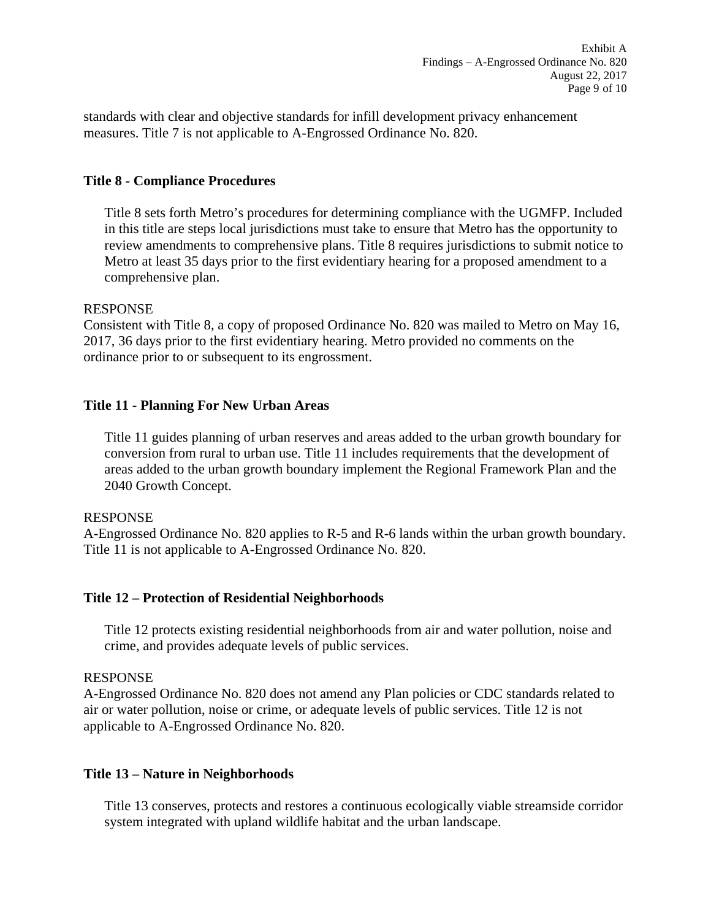standards with clear and objective standards for infill development privacy enhancement measures. Title 7 is not applicable to A-Engrossed Ordinance No. 820.

**Title 8 - Compliance Procedures**

Title 8 sets forth Metro's procedures for determining compliance with the UGMFP. Included in this title are steps local jurisdictions must take to ensure that Metro has the opportunity to review amendments to comprehensive plans. Title 8 requires jurisdictions to submit notice to Metro at least 35 days prior to the first evidentiary hearing for a proposed amendment to a comprehensive plan.

RESPONSE
Consistent with Title 8, a copy of proposed Ordinance No. 820 was mailed to Metro on May 16, 2017, 36 days prior to the first evidentiary hearing. Metro provided no comments on the ordinance prior to or subsequent to its engrossment.

**Title 11 - Planning For New Urban Areas**

Title 11 guides planning of urban reserves and areas added to the urban growth boundary for conversion from rural to urban use. Title 11 includes requirements that the development of areas added to the urban growth boundary implement the Regional Framework Plan and the 2040 Growth Concept.

RESPONSE
A-Engrossed Ordinance No. 820 applies to R-5 and R-6 lands within the urban growth boundary. Title 11 is not applicable to A-Engrossed Ordinance No. 820.

**Title 12 – Protection of Residential Neighborhoods**

Title 12 protects existing residential neighborhoods from air and water pollution, noise and crime, and provides adequate levels of public services.

RESPONSE
A-Engrossed Ordinance No. 820 does not amend any Plan policies or CDC standards related to air or water pollution, noise or crime, or adequate levels of public services. Title 12 is not applicable to A-Engrossed Ordinance No. 820.

**Title 13 – Nature in Neighborhoods**

Title 13 conserves, protects and restores a continuous ecologically viable streamside corridor system integrated with upland wildlife habitat and the urban landscape.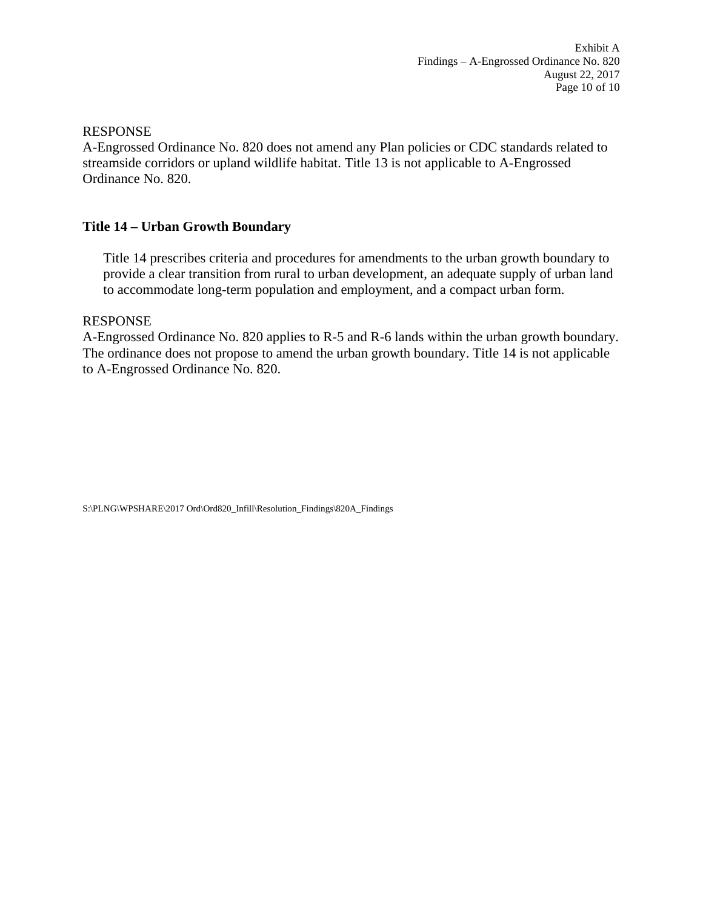RESPONSE

A-Engrossed Ordinance No. 820 does not amend any Plan policies or CDC standards related to streamside corridors or upland wildlife habitat. Title 13 is not applicable to A-Engrossed Ordinance No. 820.

**Title 14 – Urban Growth Boundary**

> Title 14 prescribes criteria and procedures for amendments to the urban growth boundary to provide a clear transition from rural to urban development, an adequate supply of urban land to accommodate long-term population and employment, and a compact urban form.

RESPONSE

A-Engrossed Ordinance No. 820 applies to R-5 and R-6 lands within the urban growth boundary. The ordinance does not propose to amend the urban growth boundary. Title 14 is not applicable to A-Engrossed Ordinance No. 820.

S:\PLNG\WPSHARE\2017 Ord\Ord820_Infill\Resolution_Findings\820A_Findings